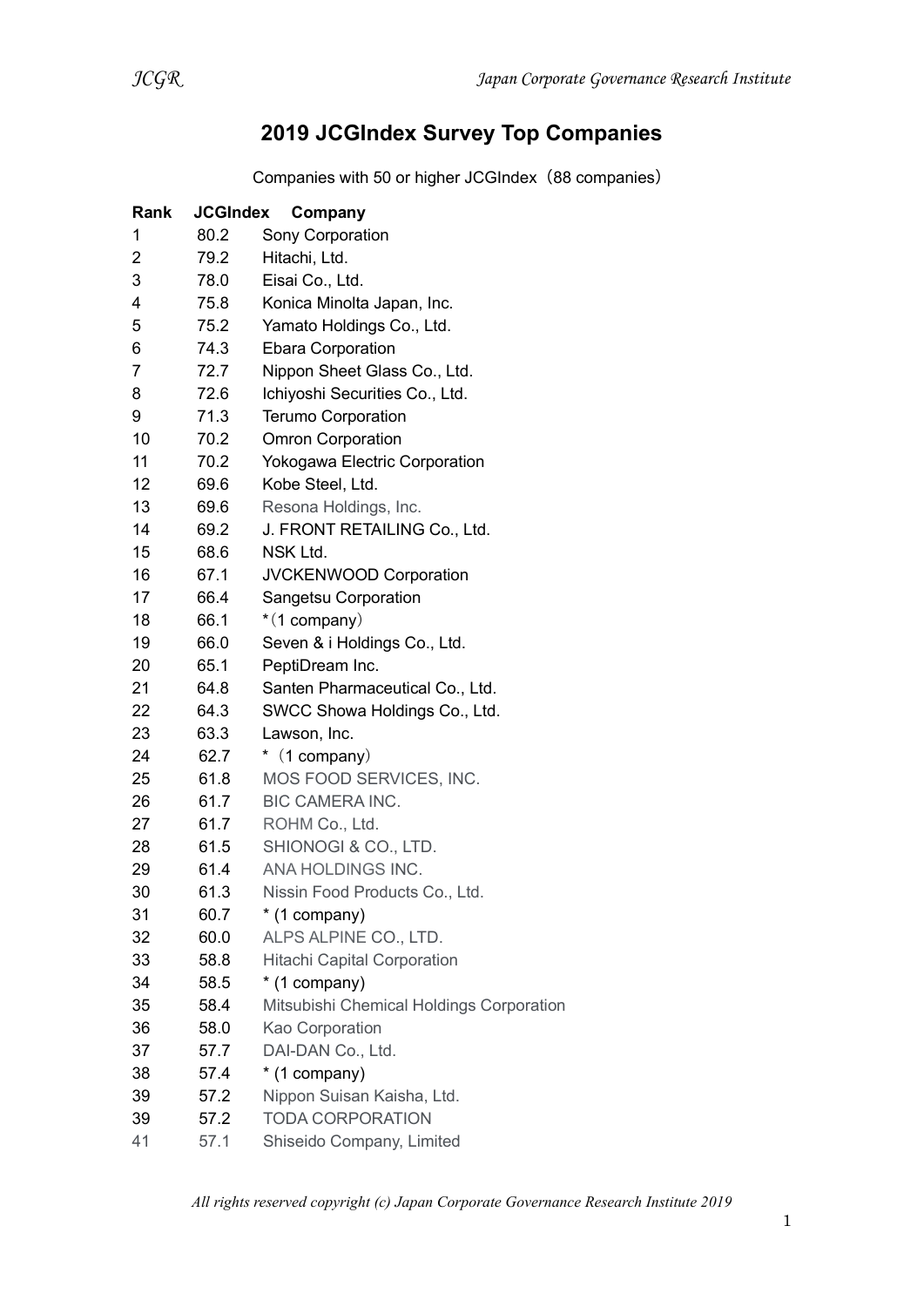## 2019 JCGIndex Survey Top Companies

Companies with 50 or higher JCGIndex（88 companies）

| Rank | JCGIndex | Company |
|---|---|---|
| 1 | 80.2 | Sony Corporation |
| 2 | 79.2 | Hitachi, Ltd. |
| 3 | 78.0 | Eisai Co., Ltd. |
| 4 | 75.8 | Konica Minolta Japan, Inc. |
| 5 | 75.2 | Yamato Holdings Co., Ltd. |
| 6 | 74.3 | Ebara Corporation |
| 7 | 72.7 | Nippon Sheet Glass Co., Ltd. |
| 8 | 72.6 | Ichiyoshi Securities Co., Ltd. |
| 9 | 71.3 | Terumo Corporation |
| 10 | 70.2 | Omron Corporation |
| 11 | 70.2 | Yokogawa Electric Corporation |
| 12 | 69.6 | Kobe Steel, Ltd. |
| 13 | 69.6 | Resona Holdings, Inc. |
| 14 | 69.2 | J. FRONT RETAILING Co., Ltd. |
| 15 | 68.6 | NSK Ltd. |
| 16 | 67.1 | JVCKENWOOD Corporation |
| 17 | 66.4 | Sangetsu Corporation |
| 18 | 66.1 | *（1 company） |
| 19 | 66.0 | Seven & i Holdings Co., Ltd. |
| 20 | 65.1 | PeptiDream Inc. |
| 21 | 64.8 | Santen Pharmaceutical Co., Ltd. |
| 22 | 64.3 | SWCC Showa Holdings Co., Ltd. |
| 23 | 63.3 | Lawson, Inc. |
| 24 | 62.7 | * （1 company） |
| 25 | 61.8 | MOS FOOD SERVICES, INC. |
| 26 | 61.7 | BIC CAMERA INC. |
| 27 | 61.7 | ROHM Co., Ltd. |
| 28 | 61.5 | SHIONOGI & CO., LTD. |
| 29 | 61.4 | ANA HOLDINGS INC. |
| 30 | 61.3 | Nissin Food Products Co., Ltd. |
| 31 | 60.7 | * (1 company) |
| 32 | 60.0 | ALPS ALPINE CO., LTD. |
| 33 | 58.8 | Hitachi Capital Corporation |
| 34 | 58.5 | * (1 company) |
| 35 | 58.4 | Mitsubishi Chemical Holdings Corporation |
| 36 | 58.0 | Kao Corporation |
| 37 | 57.7 | DAI-DAN Co., Ltd. |
| 38 | 57.4 | * (1 company) |
| 39 | 57.2 | Nippon Suisan Kaisha, Ltd. |
| 39 | 57.2 | TODA CORPORATION |
| 41 | 57.1 | Shiseido Company, Limited |

*All rights reserved copyright (c) Japan Corporate Governance Research Institute 2019*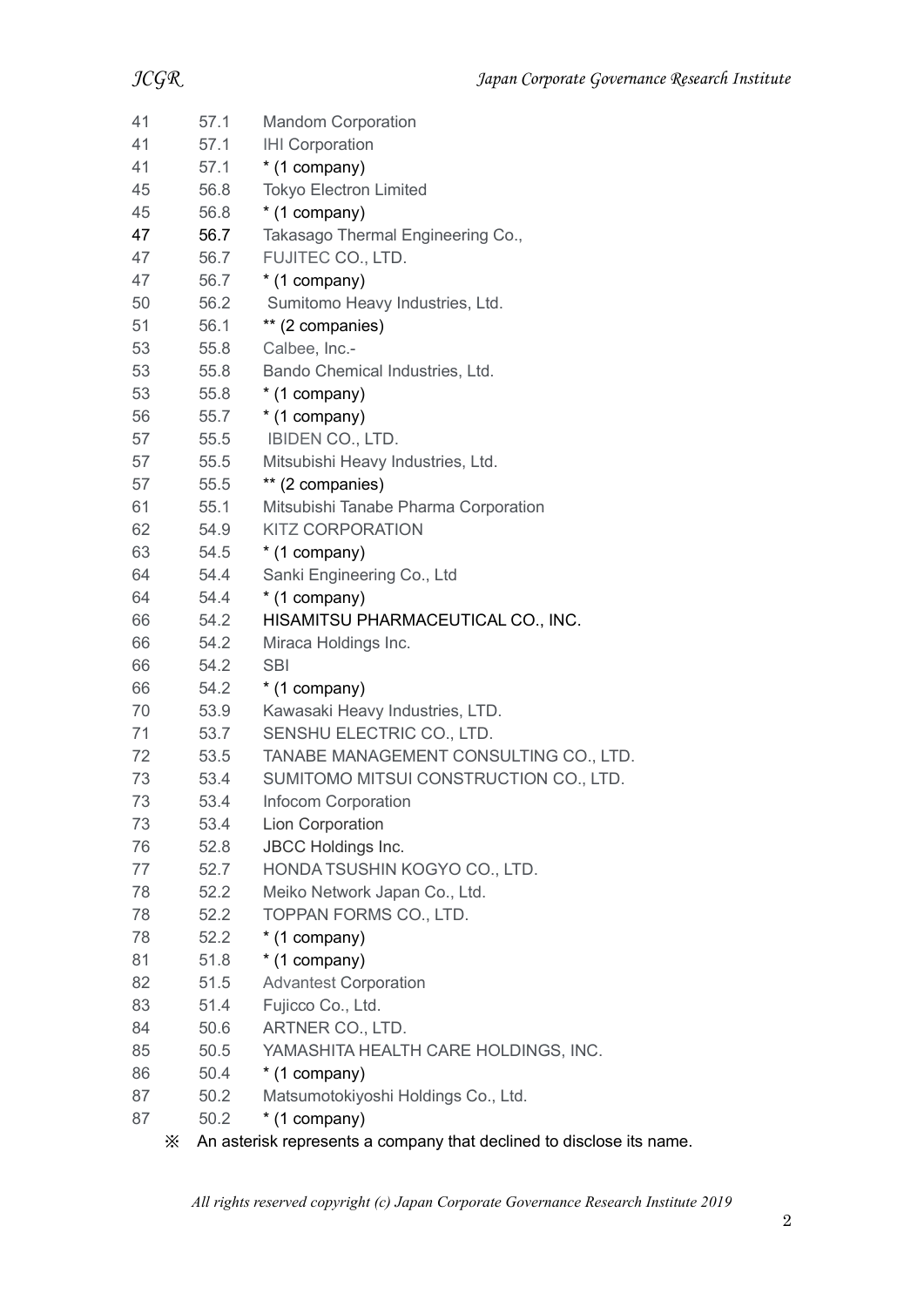| | | |
|---|---|---|
| 41 | 57.1 | Mandom Corporation |
| 41 | 57.1 | IHI Corporation |
| 41 | 57.1 | * (1 company) |
| 45 | 56.8 | Tokyo Electron Limited |
| 45 | 56.8 | * (1 company) |
| 47 | 56.7 | Takasago Thermal Engineering Co., |
| 47 | 56.7 | FUJITEC CO., LTD. |
| 47 | 56.7 | * (1 company) |
| 50 | 56.2 | Sumitomo Heavy Industries, Ltd. |
| 51 | 56.1 | ** (2 companies) |
| 53 | 55.8 | Calbee, Inc.- |
| 53 | 55.8 | Bando Chemical Industries, Ltd. |
| 53 | 55.8 | * (1 company) |
| 56 | 55.7 | * (1 company) |
| 57 | 55.5 | IBIDEN CO., LTD. |
| 57 | 55.5 | Mitsubishi Heavy Industries, Ltd. |
| 57 | 55.5 | ** (2 companies) |
| 61 | 55.1 | Mitsubishi Tanabe Pharma Corporation |
| 62 | 54.9 | KITZ CORPORATION |
| 63 | 54.5 | * (1 company) |
| 64 | 54.4 | Sanki Engineering Co., Ltd |
| 64 | 54.4 | * (1 company) |
| 66 | 54.2 | HISAMITSU PHARMACEUTICAL CO., INC. |
| 66 | 54.2 | Miraca Holdings Inc. |
| 66 | 54.2 | SBI |
| 66 | 54.2 | * (1 company) |
| 70 | 53.9 | Kawasaki Heavy Industries, LTD. |
| 71 | 53.7 | SENSHU ELECTRIC CO., LTD. |
| 72 | 53.5 | TANABE MANAGEMENT CONSULTING CO., LTD. |
| 73 | 53.4 | SUMITOMO MITSUI CONSTRUCTION CO., LTD. |
| 73 | 53.4 | Infocom Corporation |
| 73 | 53.4 | Lion Corporation |
| 76 | 52.8 | JBCC Holdings Inc. |
| 77 | 52.7 | HONDA TSUSHIN KOGYO CO., LTD. |
| 78 | 52.2 | Meiko Network Japan Co., Ltd. |
| 78 | 52.2 | TOPPAN FORMS CO., LTD. |
| 78 | 52.2 | * (1 company) |
| 81 | 51.8 | * (1 company) |
| 82 | 51.5 | Advantest Corporation |
| 83 | 51.4 | Fujicco Co., Ltd. |
| 84 | 50.6 | ARTNER CO., LTD. |
| 85 | 50.5 | YAMASHITA HEALTH CARE HOLDINGS, INC. |
| 86 | 50.4 | * (1 company) |
| 87 | 50.2 | Matsumotokiyoshi Holdings Co., Ltd. |
| 87 | 50.2 | * (1 company) |

※ An asterisk represents a company that declined to disclose its name.

*All rights reserved copyright (c) Japan Corporate Governance Research Institute 2019*